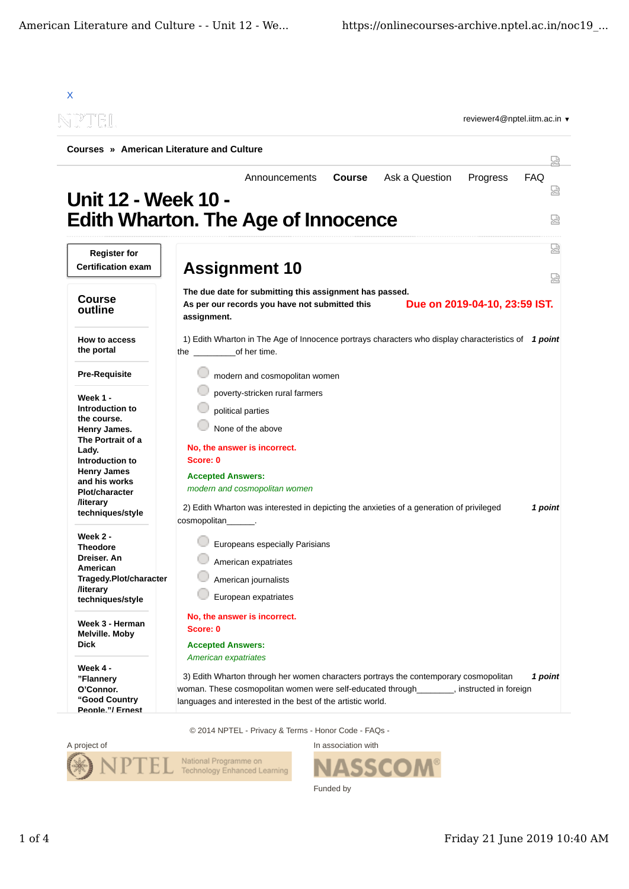X

reviewer4@nptel.iitm.ac.in ▾

**Courses » American Literature and Culture**

Announcements | **Course** | Ask a Question | Progress | FAQ

# Unit 12 - Week 10 - Edith Wharton. The Age of Innocence

**Register for Certification exam**

## Course outline

**How to access the portal**

**Pre-Requisite**

**Week 1 - Introduction to the course. Henry James. The Portrait of a Lady. Introduction to Henry James and his works Plot/character /literary techniques/style**

**Week 2 - Theodore Dreiser. An American Tragedy.Plot/character /literary techniques/style**

**Week 3 - Herman Melville. Moby Dick**

**Week 4 - "Flannery O'Connor. "Good Country People."/ Ernest**

## Assignment 10

**The due date for submitting this assignment has passed.**
**As per our records you have not submitted this assignment.**

**Due on 2019-04-10, 23:59 IST.**

1) Edith Wharton in The Age of Innocence portrays characters who display characteristics of the _________of her time. *1 point*

- modern and cosmopolitan women
- poverty-stricken rural farmers
- political parties
- None of the above

**No, the answer is incorrect.**
**Score: 0**

**Accepted Answers:**
*modern and cosmopolitan women*

2) Edith Wharton was interested in depicting the anxieties of a generation of privileged cosmopolitan______. *1 point*

- Europeans especially Parisians
- American expatriates
- American journalists
- European expatriates

**No, the answer is incorrect.**
**Score: 0**

**Accepted Answers:**
*American expatriates*

3) Edith Wharton through her women characters portrays the contemporary cosmopolitan woman. These cosmopolitan women were self-educated through________, instructed in foreign languages and interested in the best of the artistic world. *1 point*

© 2014 NPTEL - Privacy & Terms - Honor Code - FAQs -

A project of | In association with

Funded by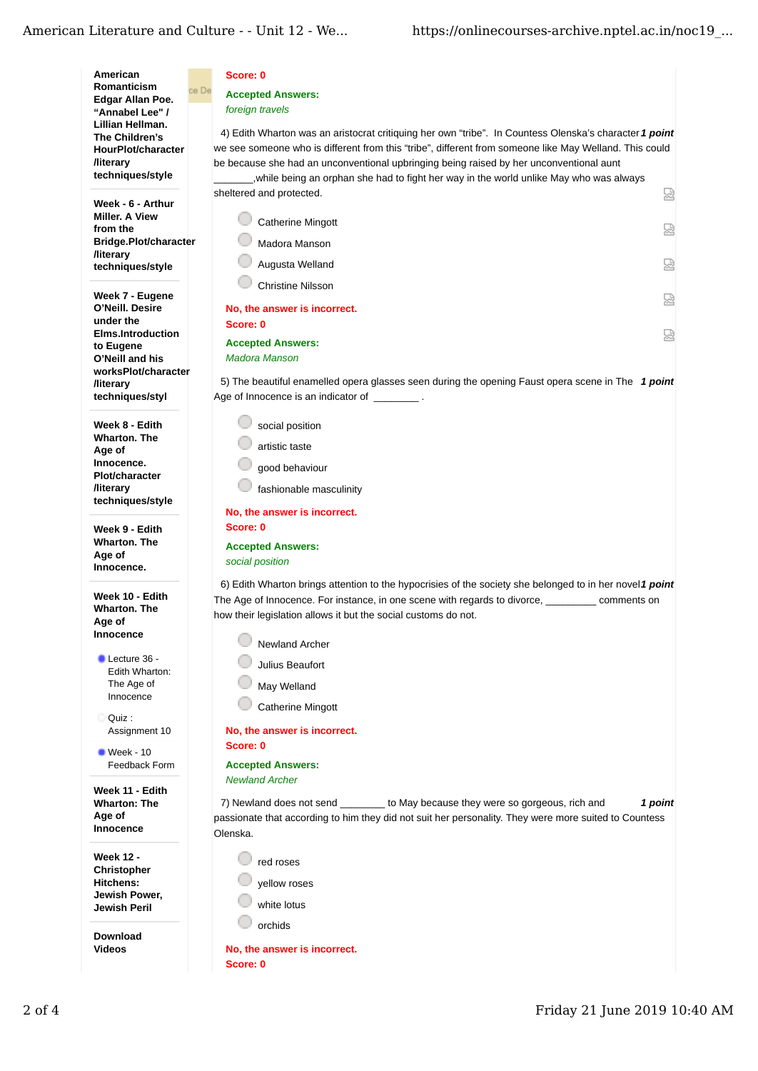**American Romanticism Edgar Allan Poe. "Annabel Lee" / Lillian Hellman. The Children's HourPlot/character /literary techniques/style**

**Week - 6 - Arthur Miller. A View from the Bridge.Plot/character /literary techniques/style**

**Week 7 - Eugene O'Neill. Desire under the Elms.Introduction to Eugene O'Neill and his worksPlot/character /literary techniques/styl**

**Week 8 - Edith Wharton. The Age of Innocence. Plot/character /literary techniques/style**

**Week 9 - Edith Wharton. The Age of Innocence.**

**Week 10 - Edith Wharton. The Age of Innocence**

- Lecture 36 - Edith Wharton: The Age of Innocence
- Quiz : Assignment 10
- Week - 10 Feedback Form

**Week 11 - Edith Wharton: The Age of Innocence**

**Week 12 - Christopher Hitchens: Jewish Power, Jewish Peril**

**Download Videos**

---

**Score: 0**

**Accepted Answers:**
*foreign travels*

4) Edith Wharton was an aristocrat critiquing her own "tribe". In Countess Olenska's character we see someone who is different from this "tribe", different from someone like May Welland. This could be because she had an unconventional upbringing being raised by her unconventional aunt _______,while being an orphan she had to fight her way in the world unlike May who was always sheltered and protected. ***1 point***

- Catherine Mingott
- Madora Manson
- Augusta Welland
- Christine Nilsson

**No, the answer is incorrect.**
**Score: 0**

**Accepted Answers:**
*Madora Manson*

5) The beautiful enamelled opera glasses seen during the opening Faust opera scene in The Age of Innocence is an indicator of ________ . ***1 point***

- social position
- artistic taste
- good behaviour
- fashionable masculinity

**No, the answer is incorrect.**
**Score: 0**

**Accepted Answers:**
*social position*

6) Edith Wharton brings attention to the hypocrisies of the society she belonged to in her novel The Age of Innocence. For instance, in one scene with regards to divorce, _________ comments on how their legislation allows it but the social customs do not. ***1 point***

- Newland Archer
- Julius Beaufort
- May Welland
- Catherine Mingott

**No, the answer is incorrect.**
**Score: 0**

**Accepted Answers:**
*Newland Archer*

7) Newland does not send ________ to May because they were so gorgeous, rich and passionate that according to him they did not suit her personality. They were more suited to Countess Olenska. ***1 point***

- red roses
- yellow roses
- white lotus
- orchids

**No, the answer is incorrect.**
**Score: 0**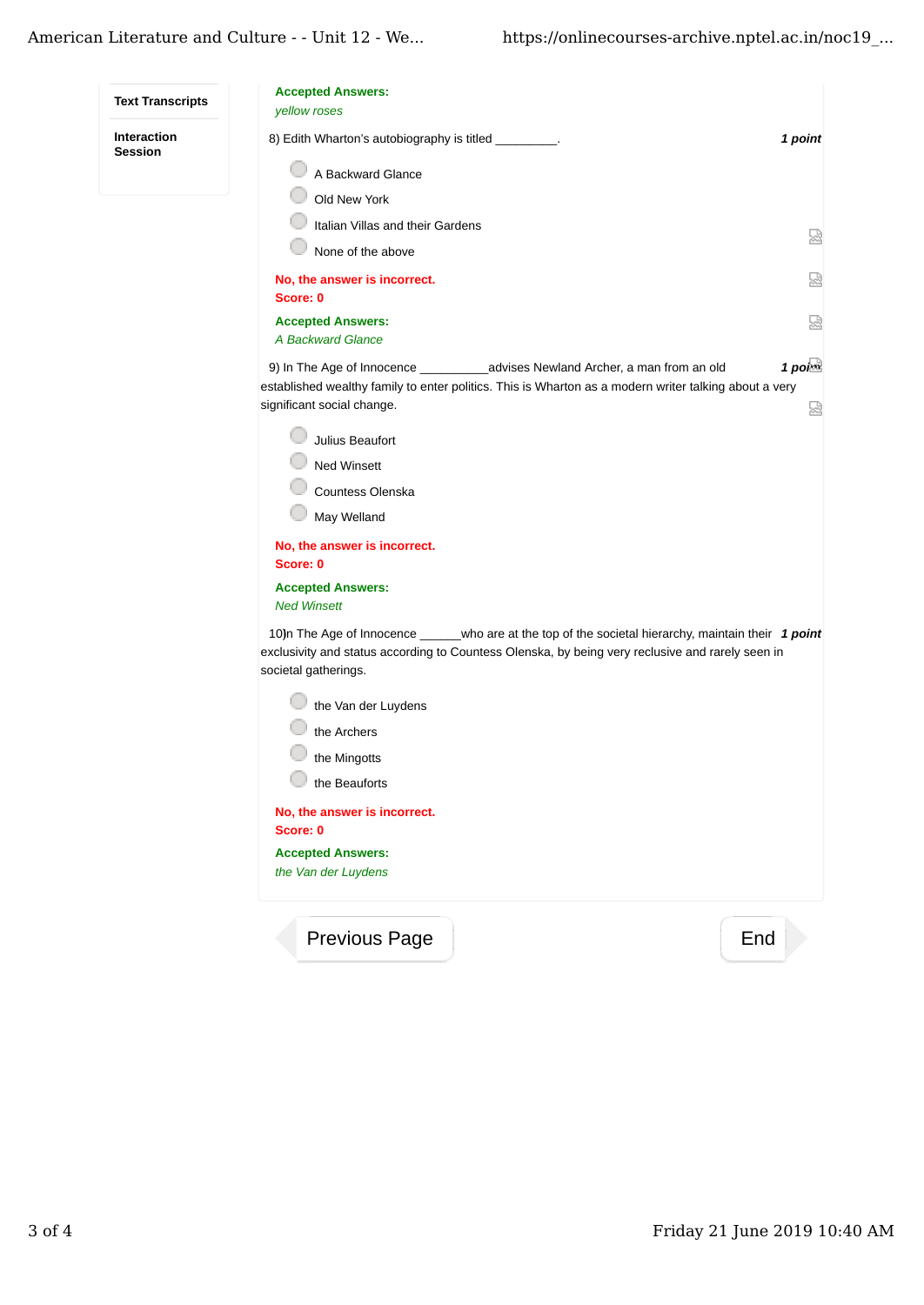**Text Transcripts**

**Interaction Session**

**Accepted Answers:**
*yellow roses*

8) Edith Wharton's autobiography is titled _________. ***1 point***

- A Backward Glance
- Old New York
- Italian Villas and their Gardens
- None of the above

**No, the answer is incorrect.**
**Score: 0**

**Accepted Answers:**
*A Backward Glance*

9) In The Age of Innocence __________advises Newland Archer, a man from an old established wealthy family to enter politics. This is Wharton as a modern writer talking about a very significant social change. ***1 point***

- Julius Beaufort
- Ned Winsett
- Countess Olenska
- May Welland

**No, the answer is incorrect.**
**Score: 0**

**Accepted Answers:**
*Ned Winsett*

10)In The Age of Innocence ______who are at the top of the societal hierarchy, maintain their exclusivity and status according to Countess Olenska, by being very reclusive and rarely seen in societal gatherings. ***1 point***

- the Van der Luydens
- the Archers
- the Mingotts
- the Beauforts

**No, the answer is incorrect.**
**Score: 0**

**Accepted Answers:**
*the Van der Luydens*

Previous Page | End